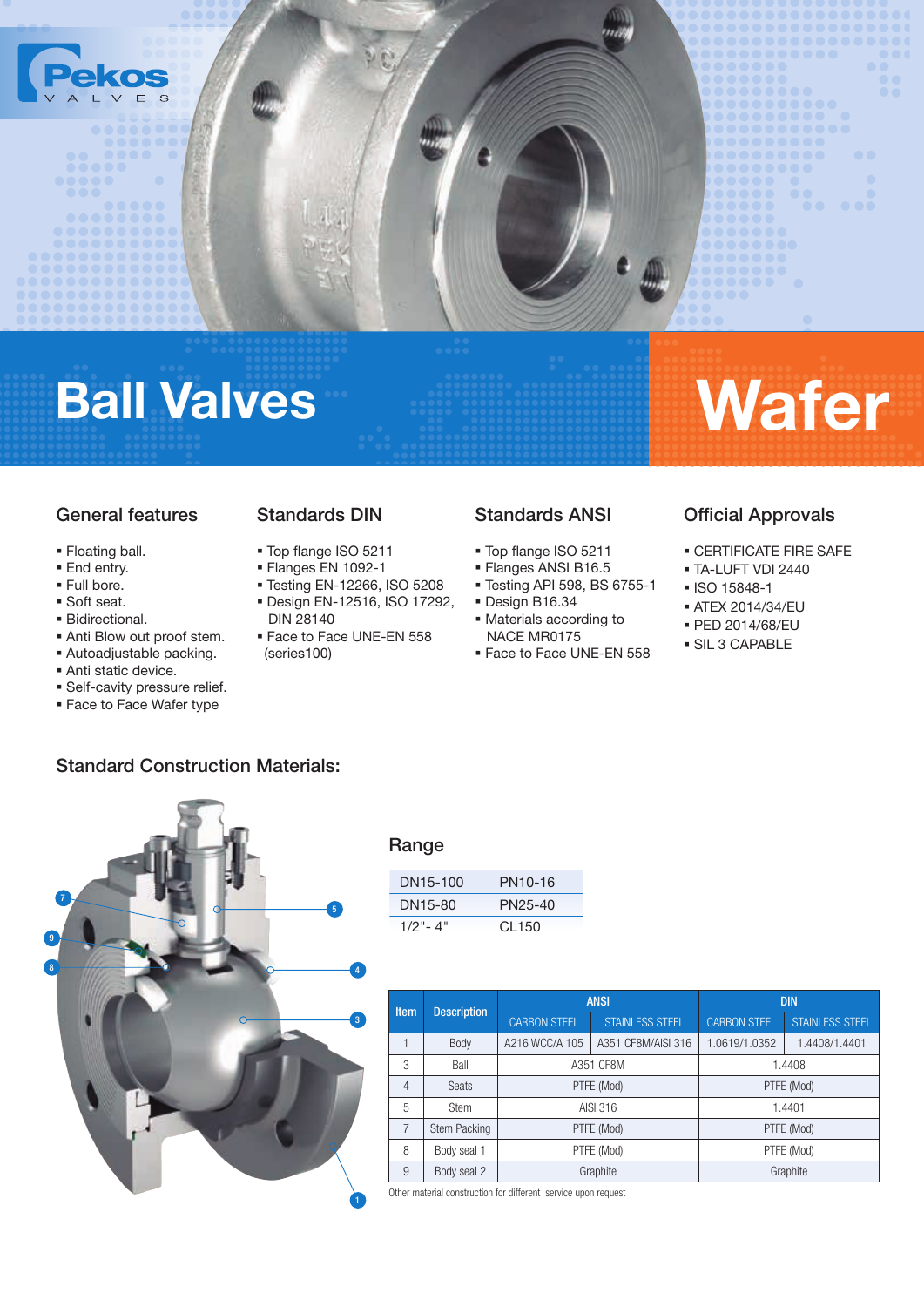# Ball Valves

# Wafer

## General features

- Floating ball.
- End entry.
- Full bore.
- Soft seat.
- Bidirectional.
- Anti Blow out proof stem.
- Autoadjustable packing.
- Anti static device.
- Self-cavity pressure relief.
- Face to Face Wafer type

## Standards DIN

- Top flange ISO 5211
- Flanges EN 1092-1
- Testing EN-12266, ISO 5208
- Design EN-12516, ISO 17292, DIN 28140
- Face to Face UNE-EN 558 (series100)

## Standards ANSI

- Top flange ISO 5211
- Flanges ANSI B16.5
- Testing API 598, BS 6755-1
- Design B16.34
- Materials according to NACE MR0175
- Face to Face UNE-EN 558

## Official Approvals

- CERTIFICATE FIRE SAFE
- TA-LUFT VDI 2440
- ISO 15848-1
- ATEX 2014/34/EU
- PED 2014/68/EU
- SIL 3 CAPABLE

## Standard Construction Materials:

### Range

| | |
|---|---|
| DN15-100 | PN10-16 |
| DN15-80 | PN25-40 |
| 1/2"- 4" | CL150 |

| Item | Description | ANSI | | DIN | |
|---|---|---|---|---|---|
| | | CARBON STEEL | STAINLESS STEEL | CARBON STEEL | STAINLESS STEEL |
| 1 | Body | A216 WCC/A 105 | A351 CF8M/AISI 316 | 1.0619/1.0352 | 1.4408/1.4401 |
| 3 | Ball | A351 CF8M | | 1.4408 | |
| 4 | Seats | PTFE (Mod) | | PTFE (Mod) | |
| 5 | Stem | AISI 316 | | 1.4401 | |
| 7 | Stem Packing | PTFE (Mod) | | PTFE (Mod) | |
| 8 | Body seal 1 | PTFE (Mod) | | PTFE (Mod) | |
| 9 | Body seal 2 | Graphite | | Graphite | |

Other material construction for different service upon request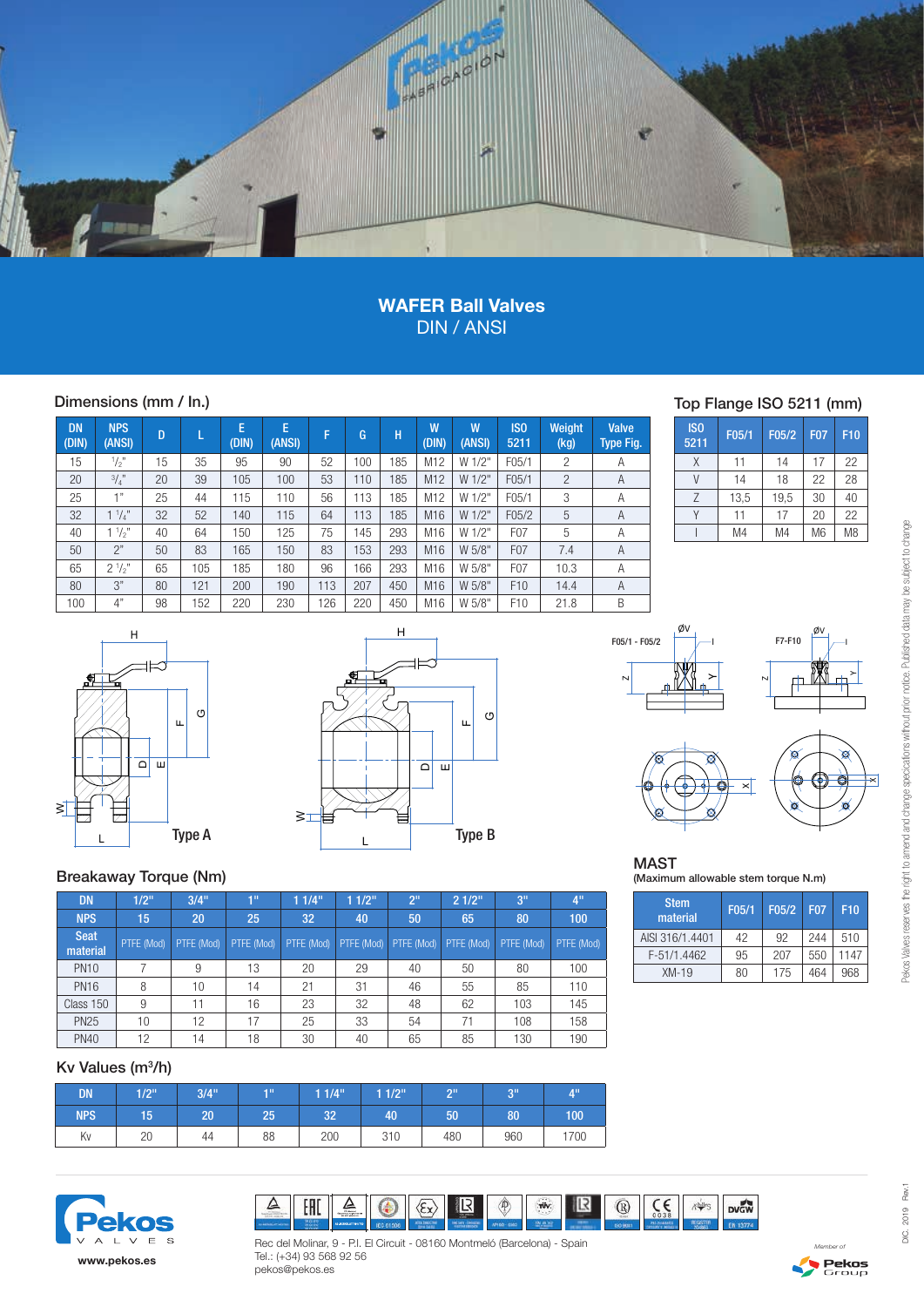# WAFER Ball Valves
DIN / ANSI

## Dimensions (mm / In.)

| DN (DIN) | NPS (ANSI) | D | L | E (DIN) | E (ANSI) | F | G | H | W (DIN) | W (ANSI) | ISO 5211 | Weight (kg) | Valve Type Fig. |
|---|---|---|---|---|---|---|---|---|---|---|---|---|---|
| 15 | 1/2" | 15 | 35 | 95 | 90 | 52 | 100 | 185 | M12 | W 1/2" | F05/1 | 2 | A |
| 20 | 3/4" | 20 | 39 | 105 | 100 | 53 | 110 | 185 | M12 | W 1/2" | F05/1 | 2 | A |
| 25 | 1" | 25 | 44 | 115 | 110 | 56 | 113 | 185 | M12 | W 1/2" | F05/1 | 3 | A |
| 32 | 1 1/4" | 32 | 52 | 140 | 115 | 64 | 113 | 185 | M16 | W 1/2" | F05/2 | 5 | A |
| 40 | 1 1/2" | 40 | 64 | 150 | 125 | 75 | 145 | 293 | M16 | W 1/2" | F07 | 5 | A |
| 50 | 2" | 50 | 83 | 165 | 150 | 83 | 153 | 293 | M16 | W 5/8" | F07 | 7.4 | A |
| 65 | 2 1/2" | 65 | 105 | 185 | 180 | 96 | 166 | 293 | M16 | W 5/8" | F07 | 10.3 | A |
| 80 | 3" | 80 | 121 | 200 | 190 | 113 | 207 | 450 | M16 | W 5/8" | F10 | 14.4 | A |
| 100 | 4" | 98 | 152 | 220 | 230 | 126 | 220 | 450 | M16 | W 5/8" | F10 | 21.8 | B |

## Top Flange ISO 5211 (mm)

| ISO 5211 | F05/1 | F05/2 | F07 | F10 |
|---|---|---|---|---|
| X | 11 | 14 | 17 | 22 |
| V | 14 | 18 | 22 | 28 |
| Z | 13,5 | 19,5 | 30 | 40 |
| Y | 11 | 17 | 20 | 22 |
| I | M4 | M4 | M6 | M8 |

Type A

Type B

F05/1 - F05/2

F7-F10

## Breakaway Torque (Nm)

| DN | 1/2" | 3/4" | 1" | 1 1/4" | 1 1/2" | 2" | 2 1/2" | 3" | 4" |
|---|---|---|---|---|---|---|---|---|---|
| NPS | 15 | 20 | 25 | 32 | 40 | 50 | 65 | 80 | 100 |
| Seat material | PTFE (Mod) | PTFE (Mod) | PTFE (Mod) | PTFE (Mod) | PTFE (Mod) | PTFE (Mod) | PTFE (Mod) | PTFE (Mod) | PTFE (Mod) |
| PN10 | 7 | 9 | 13 | 20 | 29 | 40 | 50 | 80 | 100 |
| PN16 | 8 | 10 | 14 | 21 | 31 | 46 | 55 | 85 | 110 |
| Class 150 | 9 | 11 | 16 | 23 | 32 | 48 | 62 | 103 | 145 |
| PN25 | 10 | 12 | 17 | 25 | 33 | 54 | 71 | 108 | 158 |
| PN40 | 12 | 14 | 18 | 30 | 40 | 65 | 85 | 130 | 190 |

## MAST
(Maximum allowable stem torque N.m)

| Stem material | F05/1 | F05/2 | F07 | F10 |
|---|---|---|---|---|
| AISI 316/1.4401 | 42 | 92 | 244 | 510 |
| F-51/1.4462 | 95 | 207 | 550 | 1147 |
| XM-19 | 80 | 175 | 464 | 968 |

## Kv Values (m³/h)

| DN | 1/2" | 3/4" | 1" | 1 1/4" | 1 1/2" | 2" | 3" | 4" |
|---|---|---|---|---|---|---|---|---|
| NPS | 15 | 20 | 25 | 32 | 40 | 50 | 80 | 100 |
| Kv | 20 | 44 | 88 | 200 | 310 | 480 | 960 | 1700 |

Pekos Valves reserves the right to amend and change specifications without prior notice. Published data may be subject to change

www.pekos.es

Rec del Molinar, 9 - P.I. El Circuit - 08160 Montmeló (Barcelona) - Spain
Tel.: (+34) 93 568 92 56
pekos@pekos.es

Member of Pekos Group

DIC. 2019 Rev.1